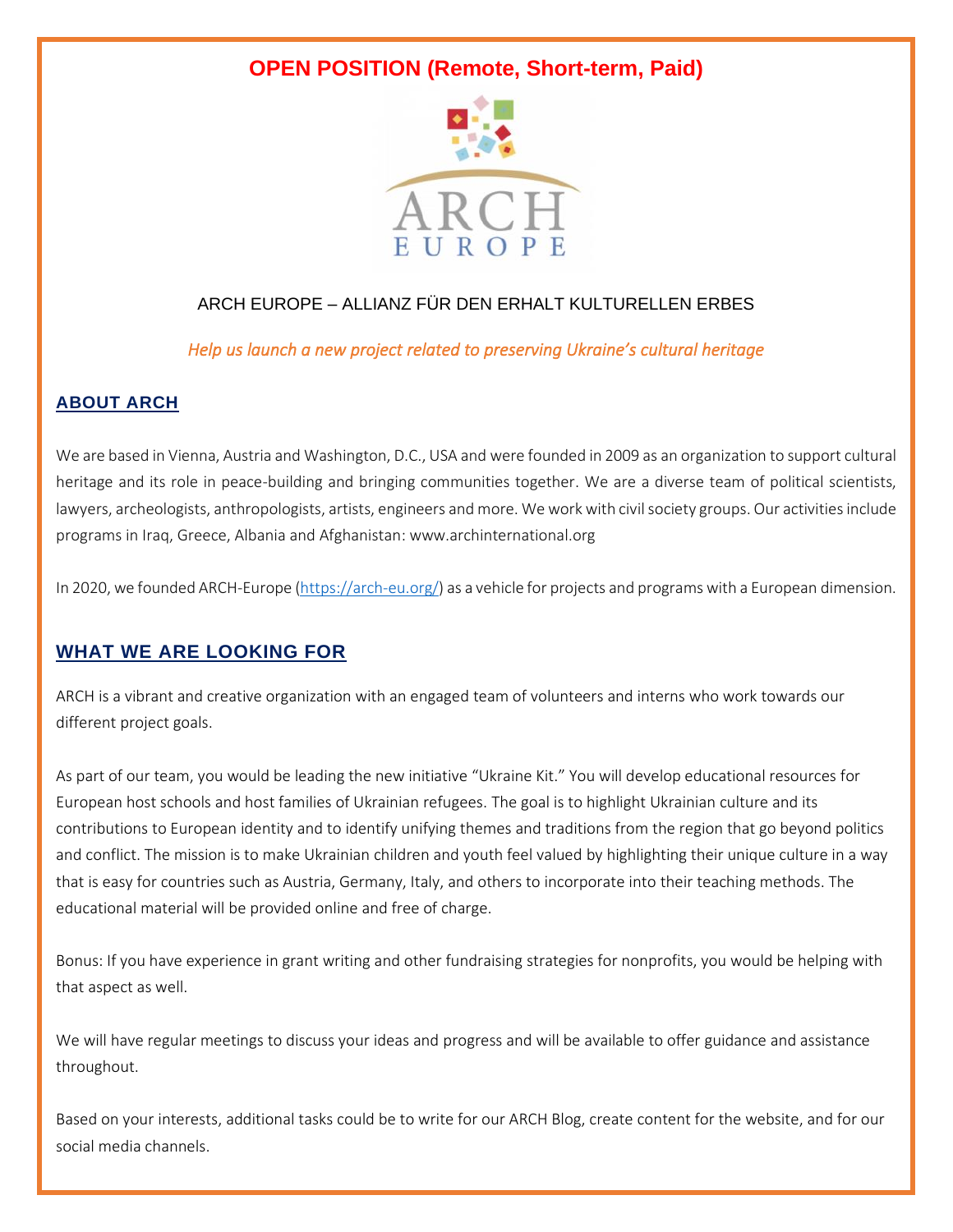# OPEN POSITION (Remote, Short-term, Paid)

ARCH EUROPE – ALLIANZ FÜR DEN ERHALT KULTURELLEN ERBES

*Help us launch a new project related to preserving Ukraine's cultural heritage*

## ABOUT ARCH

We are based in Vienna, Austria and Washington, D.C., USA and were founded in 2009 as an organization to support cultural heritage and its role in peace-building and bringing communities together. We are a diverse team of political scientists, lawyers, archeologists, anthropologists, artists, engineers and more. We work with civil society groups. Our activities include programs in Iraq, Greece, Albania and Afghanistan: www.archinternational.org

In 2020, we founded ARCH-Europe (https://arch-eu.org/) as a vehicle for projects and programs with a European dimension.

## WHAT WE ARE LOOKING FOR

ARCH is a vibrant and creative organization with an engaged team of volunteers and interns who work towards our different project goals.

As part of our team, you would be leading the new initiative "Ukraine Kit." You will develop educational resources for European host schools and host families of Ukrainian refugees. The goal is to highlight Ukrainian culture and its contributions to European identity and to identify unifying themes and traditions from the region that go beyond politics and conflict. The mission is to make Ukrainian children and youth feel valued by highlighting their unique culture in a way that is easy for countries such as Austria, Germany, Italy, and others to incorporate into their teaching methods. The educational material will be provided online and free of charge.

Bonus: If you have experience in grant writing and other fundraising strategies for nonprofits, you would be helping with that aspect as well.

We will have regular meetings to discuss your ideas and progress and will be available to offer guidance and assistance throughout.

Based on your interests, additional tasks could be to write for our ARCH Blog, create content for the website, and for our social media channels.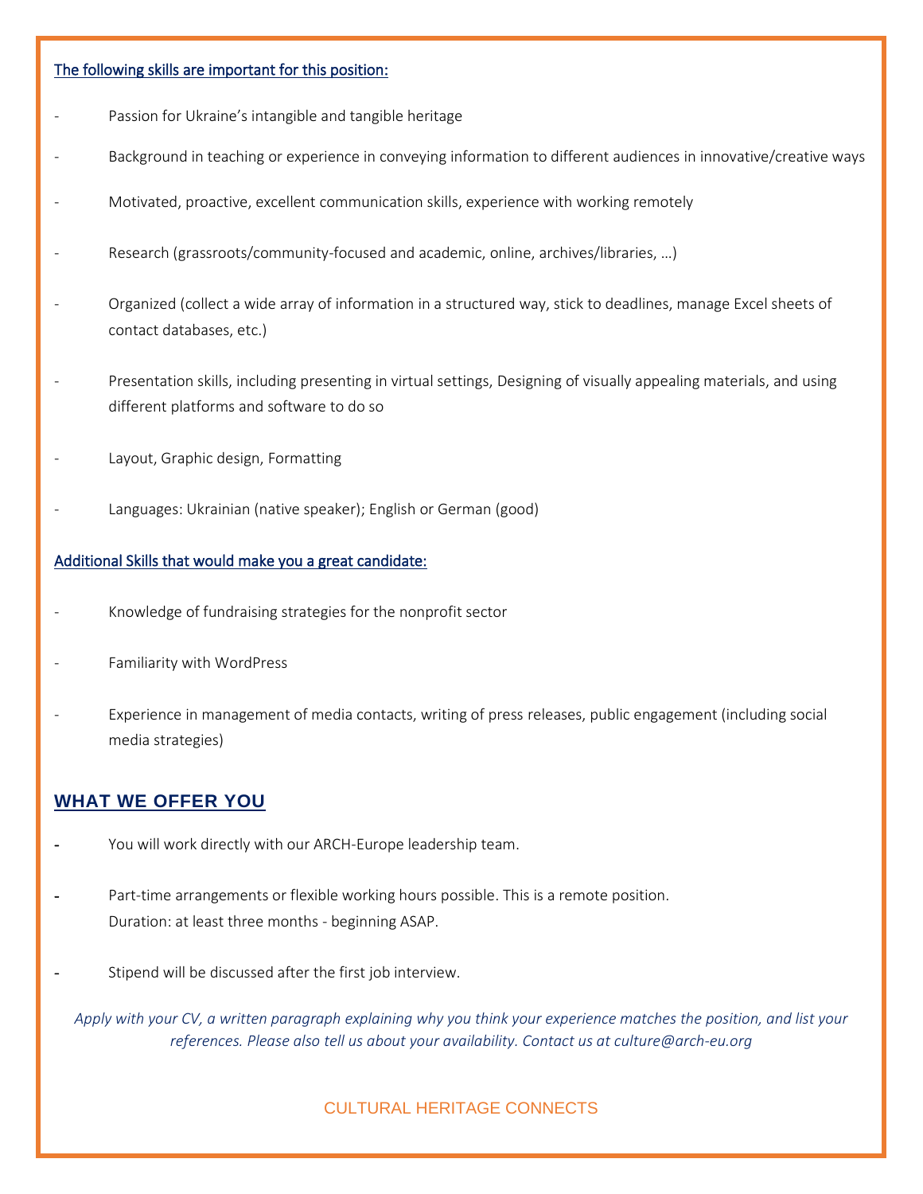The following skills are important for this position:

- Passion for Ukraine's intangible and tangible heritage
- Background in teaching or experience in conveying information to different audiences in innovative/creative ways
- Motivated, proactive, excellent communication skills, experience with working remotely
- Research (grassroots/community-focused and academic, online, archives/libraries, …)
- Organized (collect a wide array of information in a structured way, stick to deadlines, manage Excel sheets of contact databases, etc.)
- Presentation skills, including presenting in virtual settings, Designing of visually appealing materials, and using different platforms and software to do so
- Layout, Graphic design, Formatting
- Languages: Ukrainian (native speaker); English or German (good)

Additional Skills that would make you a great candidate:

- Knowledge of fundraising strategies for the nonprofit sector
- Familiarity with WordPress
- Experience in management of media contacts, writing of press releases, public engagement (including social media strategies)

## WHAT WE OFFER YOU

- You will work directly with our ARCH-Europe leadership team.
- Part-time arrangements or flexible working hours possible. This is a remote position.
  Duration: at least three months - beginning ASAP.
- Stipend will be discussed after the first job interview.

*Apply with your CV, a written paragraph explaining why you think your experience matches the position, and list your references. Please also tell us about your availability. Contact us at culture@arch-eu.org*

CULTURAL HERITAGE CONNECTS